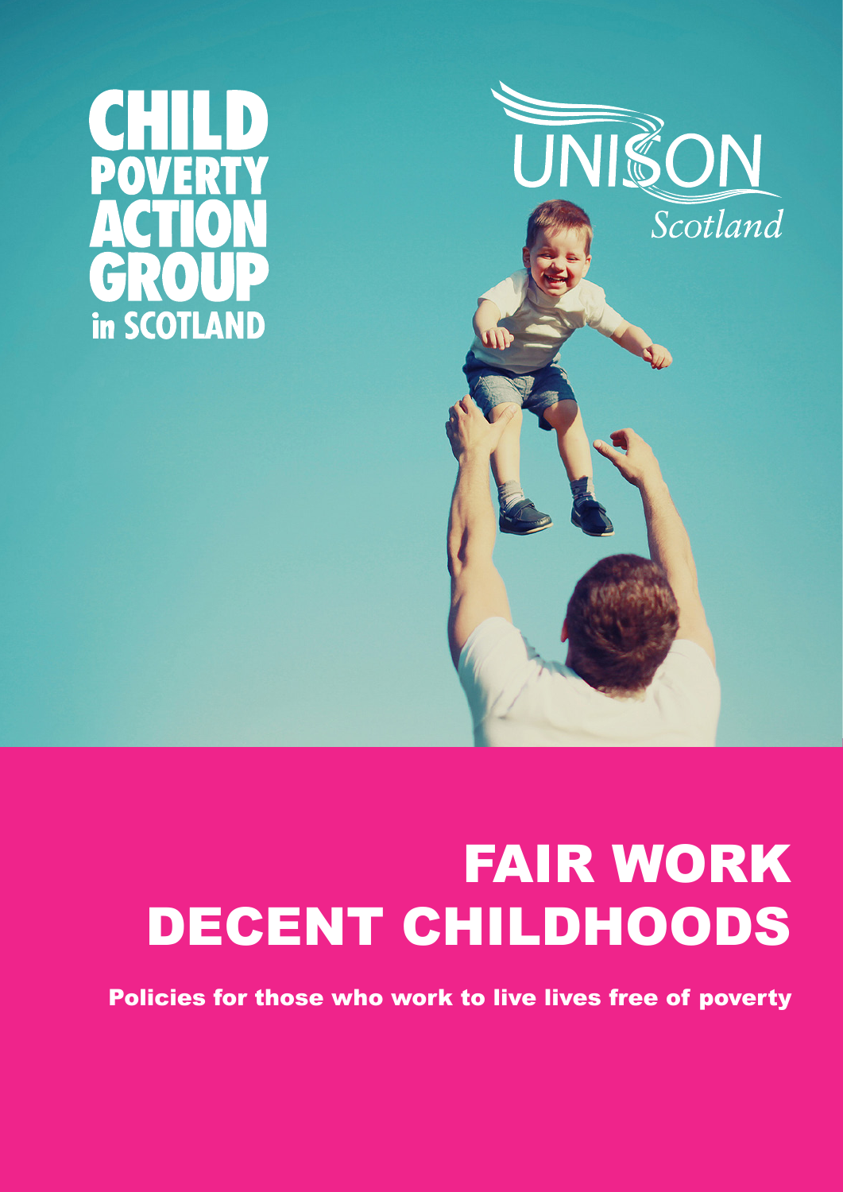CHILD POVERTY ACTION GROUP in SCOTLAND

UNISON Scotland

# FAIR WORK DECENT CHILDHOODS

**Policies for those who work to live lives free of poverty**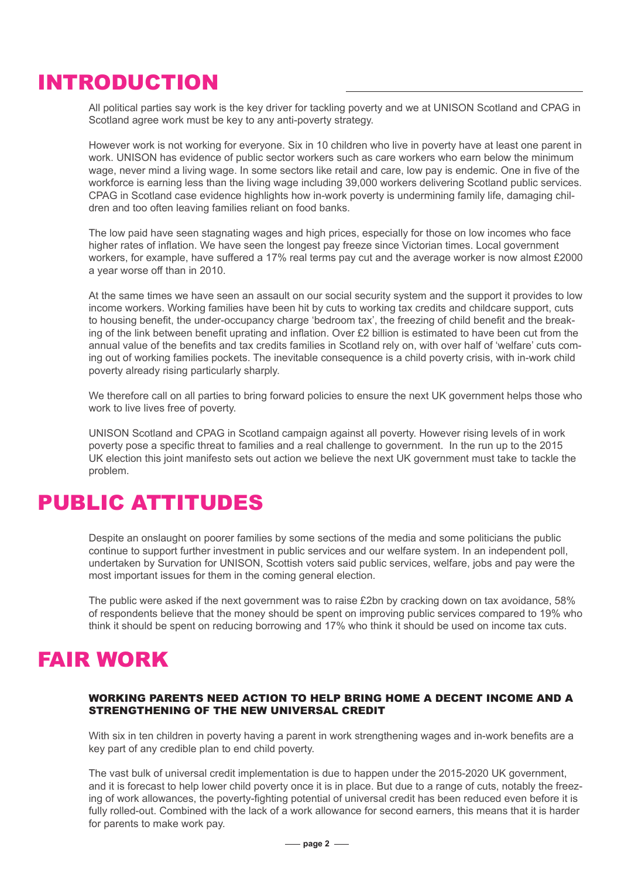# INTRODUCTION

All political parties say work is the key driver for tackling poverty and we at UNISON Scotland and CPAG in Scotland agree work must be key to any anti-poverty strategy.

However work is not working for everyone. Six in 10 children who live in poverty have at least one parent in work. UNISON has evidence of public sector workers such as care workers who earn below the minimum wage, never mind a living wage. In some sectors like retail and care, low pay is endemic. One in five of the workforce is earning less than the living wage including 39,000 workers delivering Scotland public services. CPAG in Scotland case evidence highlights how in-work poverty is undermining family life, damaging children and too often leaving families reliant on food banks.

The low paid have seen stagnating wages and high prices, especially for those on low incomes who face higher rates of inflation. We have seen the longest pay freeze since Victorian times. Local government workers, for example, have suffered a 17% real terms pay cut and the average worker is now almost £2000 a year worse off than in 2010.

At the same times we have seen an assault on our social security system and the support it provides to low income workers. Working families have been hit by cuts to working tax credits and childcare support, cuts to housing benefit, the under-occupancy charge 'bedroom tax', the freezing of child benefit and the breaking of the link between benefit uprating and inflation. Over £2 billion is estimated to have been cut from the annual value of the benefits and tax credits families in Scotland rely on, with over half of 'welfare' cuts coming out of working families pockets. The inevitable consequence is a child poverty crisis, with in-work child poverty already rising particularly sharply.

We therefore call on all parties to bring forward policies to ensure the next UK government helps those who work to live lives free of poverty.

UNISON Scotland and CPAG in Scotland campaign against all poverty. However rising levels of in work poverty pose a specific threat to families and a real challenge to government. In the run up to the 2015 UK election this joint manifesto sets out action we believe the next UK government must take to tackle the problem.

# PUBLIC ATTITUDES

Despite an onslaught on poorer families by some sections of the media and some politicians the public continue to support further investment in public services and our welfare system. In an independent poll, undertaken by Survation for UNISON, Scottish voters said public services, welfare, jobs and pay were the most important issues for them in the coming general election.

The public were asked if the next government was to raise £2bn by cracking down on tax avoidance, 58% of respondents believe that the money should be spent on improving public services compared to 19% who think it should be spent on reducing borrowing and 17% who think it should be used on income tax cuts.

# FAIR WORK

### WORKING PARENTS NEED ACTION TO HELP BRING HOME A DECENT INCOME AND A STRENGTHENING OF THE NEW UNIVERSAL CREDIT

With six in ten children in poverty having a parent in work strengthening wages and in-work benefits are a key part of any credible plan to end child poverty.

The vast bulk of universal credit implementation is due to happen under the 2015-2020 UK government, and it is forecast to help lower child poverty once it is in place. But due to a range of cuts, notably the freezing of work allowances, the poverty-fighting potential of universal credit has been reduced even before it is fully rolled-out. Combined with the lack of a work allowance for second earners, this means that it is harder for parents to make work pay.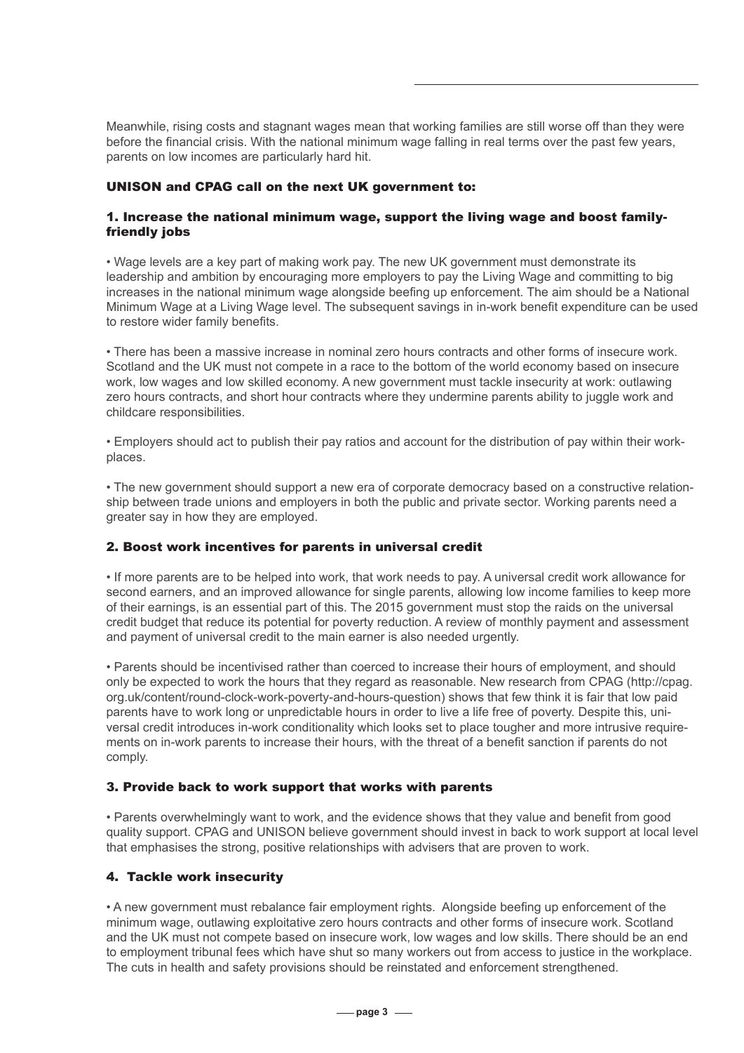Meanwhile, rising costs and stagnant wages mean that working families are still worse off than they were before the financial crisis. With the national minimum wage falling in real terms over the past few years, parents on low incomes are particularly hard hit.

### UNISON and CPAG call on the next UK government to:

### 1. Increase the national minimum wage, support the living wage and boost family-friendly jobs

- Wage levels are a key part of making work pay. The new UK government must demonstrate its leadership and ambition by encouraging more employers to pay the Living Wage and committing to big increases in the national minimum wage alongside beefing up enforcement. The aim should be a National Minimum Wage at a Living Wage level. The subsequent savings in in-work benefit expenditure can be used to restore wider family benefits.

- There has been a massive increase in nominal zero hours contracts and other forms of insecure work. Scotland and the UK must not compete in a race to the bottom of the world economy based on insecure work, low wages and low skilled economy. A new government must tackle insecurity at work: outlawing zero hours contracts, and short hour contracts where they undermine parents ability to juggle work and childcare responsibilities.

- Employers should act to publish their pay ratios and account for the distribution of pay within their workplaces.

- The new government should support a new era of corporate democracy based on a constructive relationship between trade unions and employers in both the public and private sector. Working parents need a greater say in how they are employed.

### 2. Boost work incentives for parents in universal credit

- If more parents are to be helped into work, that work needs to pay. A universal credit work allowance for second earners, and an improved allowance for single parents, allowing low income families to keep more of their earnings, is an essential part of this. The 2015 government must stop the raids on the universal credit budget that reduce its potential for poverty reduction. A review of monthly payment and assessment and payment of universal credit to the main earner is also needed urgently.

- Parents should be incentivised rather than coerced to increase their hours of employment, and should only be expected to work the hours that they regard as reasonable. New research from CPAG (http://cpag.org.uk/content/round-clock-work-poverty-and-hours-question) shows that few think it is fair that low paid parents have to work long or unpredictable hours in order to live a life free of poverty. Despite this, universal credit introduces in-work conditionality which looks set to place tougher and more intrusive requirements on in-work parents to increase their hours, with the threat of a benefit sanction if parents do not comply.

### 3. Provide back to work support that works with parents

- Parents overwhelmingly want to work, and the evidence shows that they value and benefit from good quality support. CPAG and UNISON believe government should invest in back to work support at local level that emphasises the strong, positive relationships with advisers that are proven to work.

### 4. Tackle work insecurity

- A new government must rebalance fair employment rights. Alongside beefing up enforcement of the minimum wage, outlawing exploitative zero hours contracts and other forms of insecure work. Scotland and the UK must not compete based on insecure work, low wages and low skills. There should be an end to employment tribunal fees which have shut so many workers out from access to justice in the workplace. The cuts in health and safety provisions should be reinstated and enforcement strengthened.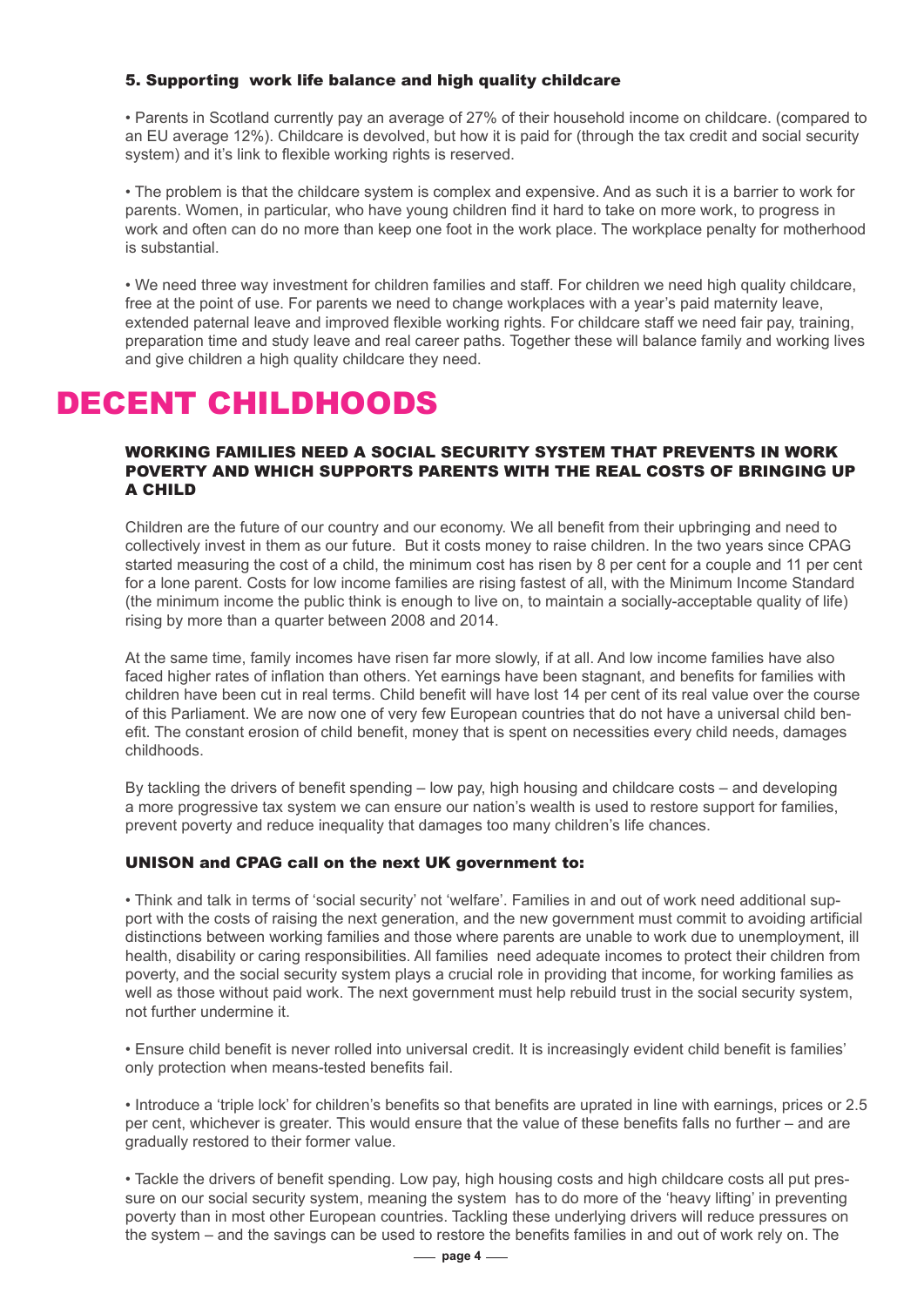### 5. Supporting work life balance and high quality childcare

• Parents in Scotland currently pay an average of 27% of their household income on childcare. (compared to an EU average 12%). Childcare is devolved, but how it is paid for (through the tax credit and social security system) and it's link to flexible working rights is reserved.

• The problem is that the childcare system is complex and expensive. And as such it is a barrier to work for parents. Women, in particular, who have young children find it hard to take on more work, to progress in work and often can do no more than keep one foot in the work place. The workplace penalty for motherhood is substantial.

• We need three way investment for children families and staff. For children we need high quality childcare, free at the point of use. For parents we need to change workplaces with a year's paid maternity leave, extended paternal leave and improved flexible working rights. For childcare staff we need fair pay, training, preparation time and study leave and real career paths. Together these will balance family and working lives and give children a high quality childcare they need.

# DECENT CHILDHOODS

### WORKING FAMILIES NEED A SOCIAL SECURITY SYSTEM THAT PREVENTS IN WORK POVERTY AND WHICH SUPPORTS PARENTS WITH THE REAL COSTS OF BRINGING UP A CHILD

Children are the future of our country and our economy. We all benefit from their upbringing and need to collectively invest in them as our future. But it costs money to raise children. In the two years since CPAG started measuring the cost of a child, the minimum cost has risen by 8 per cent for a couple and 11 per cent for a lone parent. Costs for low income families are rising fastest of all, with the Minimum Income Standard (the minimum income the public think is enough to live on, to maintain a socially-acceptable quality of life) rising by more than a quarter between 2008 and 2014.

At the same time, family incomes have risen far more slowly, if at all. And low income families have also faced higher rates of inflation than others. Yet earnings have been stagnant, and benefits for families with children have been cut in real terms. Child benefit will have lost 14 per cent of its real value over the course of this Parliament. We are now one of very few European countries that do not have a universal child benefit. The constant erosion of child benefit, money that is spent on necessities every child needs, damages childhoods.

By tackling the drivers of benefit spending – low pay, high housing and childcare costs – and developing a more progressive tax system we can ensure our nation's wealth is used to restore support for families, prevent poverty and reduce inequality that damages too many children's life chances.

### UNISON and CPAG call on the next UK government to:

• Think and talk in terms of 'social security' not 'welfare'. Families in and out of work need additional support with the costs of raising the next generation, and the new government must commit to avoiding artificial distinctions between working families and those where parents are unable to work due to unemployment, ill health, disability or caring responsibilities. All families need adequate incomes to protect their children from poverty, and the social security system plays a crucial role in providing that income, for working families as well as those without paid work. The next government must help rebuild trust in the social security system, not further undermine it.

• Ensure child benefit is never rolled into universal credit. It is increasingly evident child benefit is families' only protection when means-tested benefits fail.

• Introduce a 'triple lock' for children's benefits so that benefits are uprated in line with earnings, prices or 2.5 per cent, whichever is greater. This would ensure that the value of these benefits falls no further – and are gradually restored to their former value.

• Tackle the drivers of benefit spending. Low pay, high housing costs and high childcare costs all put pressure on our social security system, meaning the system has to do more of the 'heavy lifting' in preventing poverty than in most other European countries. Tackling these underlying drivers will reduce pressures on the system – and the savings can be used to restore the benefits families in and out of work rely on. The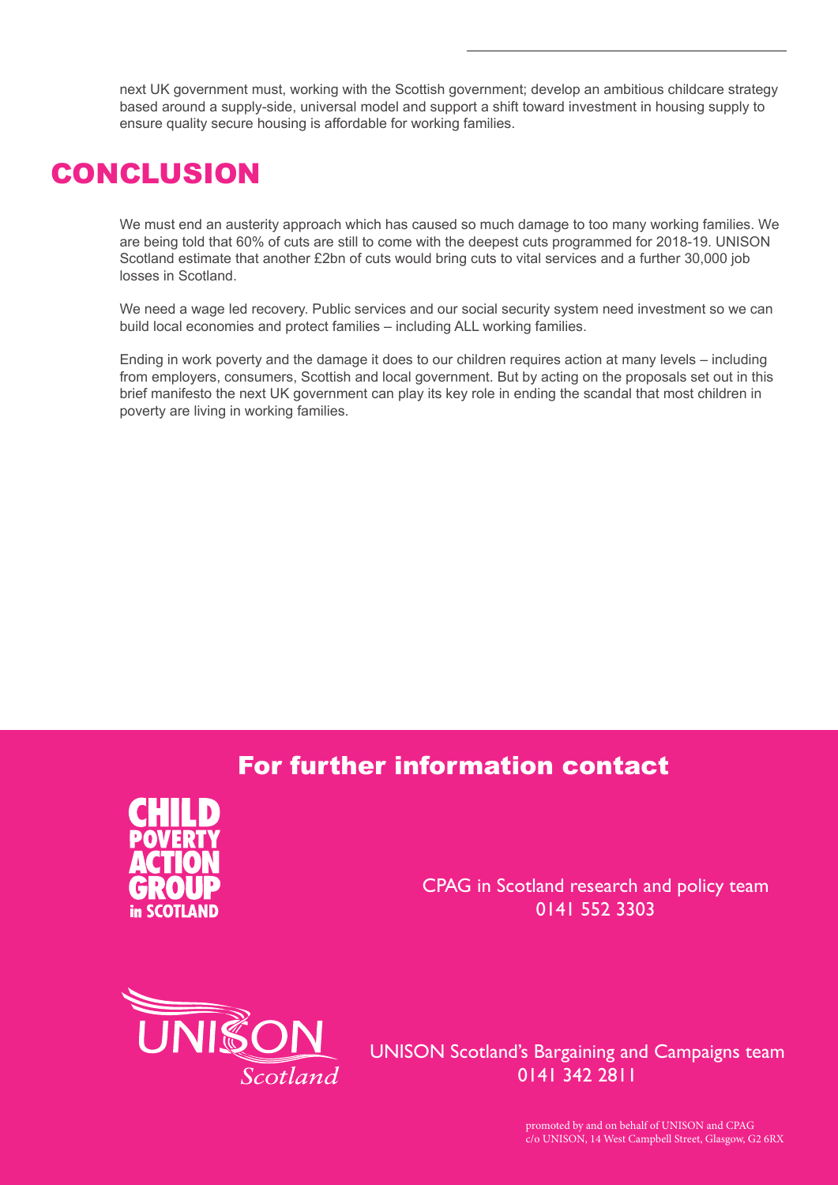next UK government must, working with the Scottish government; develop an ambitious childcare strategy based around a supply-side, universal model and support a shift toward investment in housing supply to ensure quality secure housing is affordable for working families.

# CONCLUSION

We must end an austerity approach which has caused so much damage to too many working families. We are being told that 60% of cuts are still to come with the deepest cuts programmed for 2018-19. UNISON Scotland estimate that another £2bn of cuts would bring cuts to vital services and a further 30,000 job losses in Scotland.

We need a wage led recovery. Public services and our social security system need investment so we can build local economies and protect families – including ALL working families.

Ending in work poverty and the damage it does to our children requires action at many levels – including from employers, consumers, Scottish and local government. But by acting on the proposals set out in this brief manifesto the next UK government can play its key role in ending the scandal that most children in poverty are living in working families.

## For further information contact

CHILD POVERTY ACTION GROUP in SCOTLAND

CPAG in Scotland research and policy team
0141 552 3303

UNISON Scotland

UNISON Scotland's Bargaining and Campaigns team
0141 342 2811

promoted by and on behalf of UNISON and CPAG
c/o UNISON, 14 West Campbell Street, Glasgow, G2 6RX